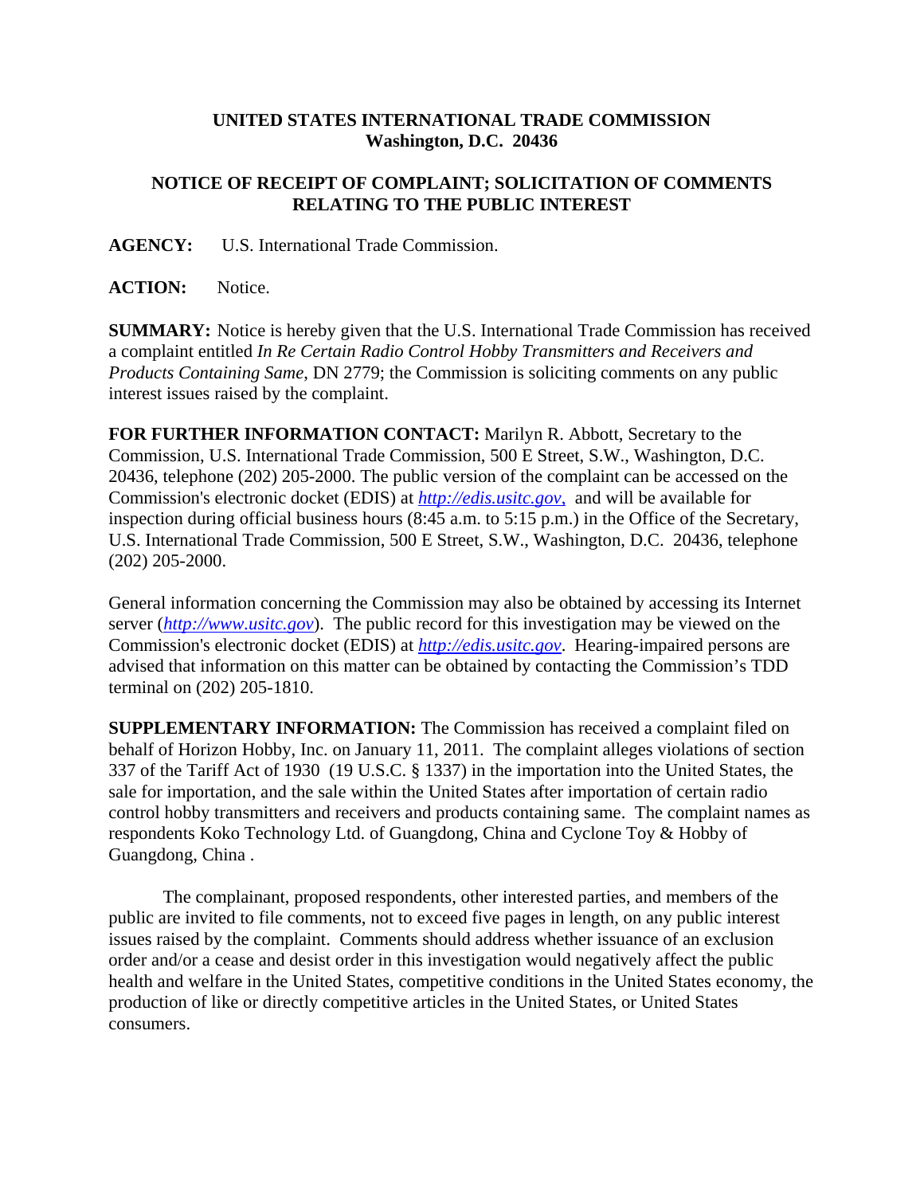**UNITED STATES INTERNATIONAL TRADE COMMISSION**
**Washington, D.C. 20436**

**NOTICE OF RECEIPT OF COMPLAINT; SOLICITATION OF COMMENTS RELATING TO THE PUBLIC INTEREST**

**AGENCY:** U.S. International Trade Commission.

**ACTION:** Notice.

**SUMMARY:** Notice is hereby given that the U.S. International Trade Commission has received a complaint entitled *In Re Certain Radio Control Hobby Transmitters and Receivers and Products Containing Same*, DN 2779; the Commission is soliciting comments on any public interest issues raised by the complaint.

**FOR FURTHER INFORMATION CONTACT:** Marilyn R. Abbott, Secretary to the Commission, U.S. International Trade Commission, 500 E Street, S.W., Washington, D.C. 20436, telephone (202) 205-2000. The public version of the complaint can be accessed on the Commission's electronic docket (EDIS) at *http://edis.usitc.gov*, and will be available for inspection during official business hours (8:45 a.m. to 5:15 p.m.) in the Office of the Secretary, U.S. International Trade Commission, 500 E Street, S.W., Washington, D.C. 20436, telephone (202) 205-2000.

General information concerning the Commission may also be obtained by accessing its Internet server (*http://www.usitc.gov*). The public record for this investigation may be viewed on the Commission's electronic docket (EDIS) at *http://edis.usitc.gov*. Hearing-impaired persons are advised that information on this matter can be obtained by contacting the Commission's TDD terminal on (202) 205-1810.

**SUPPLEMENTARY INFORMATION:** The Commission has received a complaint filed on behalf of Horizon Hobby, Inc. on January 11, 2011. The complaint alleges violations of section 337 of the Tariff Act of 1930 (19 U.S.C. § 1337) in the importation into the United States, the sale for importation, and the sale within the United States after importation of certain radio control hobby transmitters and receivers and products containing same. The complaint names as respondents Koko Technology Ltd. of Guangdong, China and Cyclone Toy & Hobby of Guangdong, China .

The complainant, proposed respondents, other interested parties, and members of the public are invited to file comments, not to exceed five pages in length, on any public interest issues raised by the complaint. Comments should address whether issuance of an exclusion order and/or a cease and desist order in this investigation would negatively affect the public health and welfare in the United States, competitive conditions in the United States economy, the production of like or directly competitive articles in the United States, or United States consumers.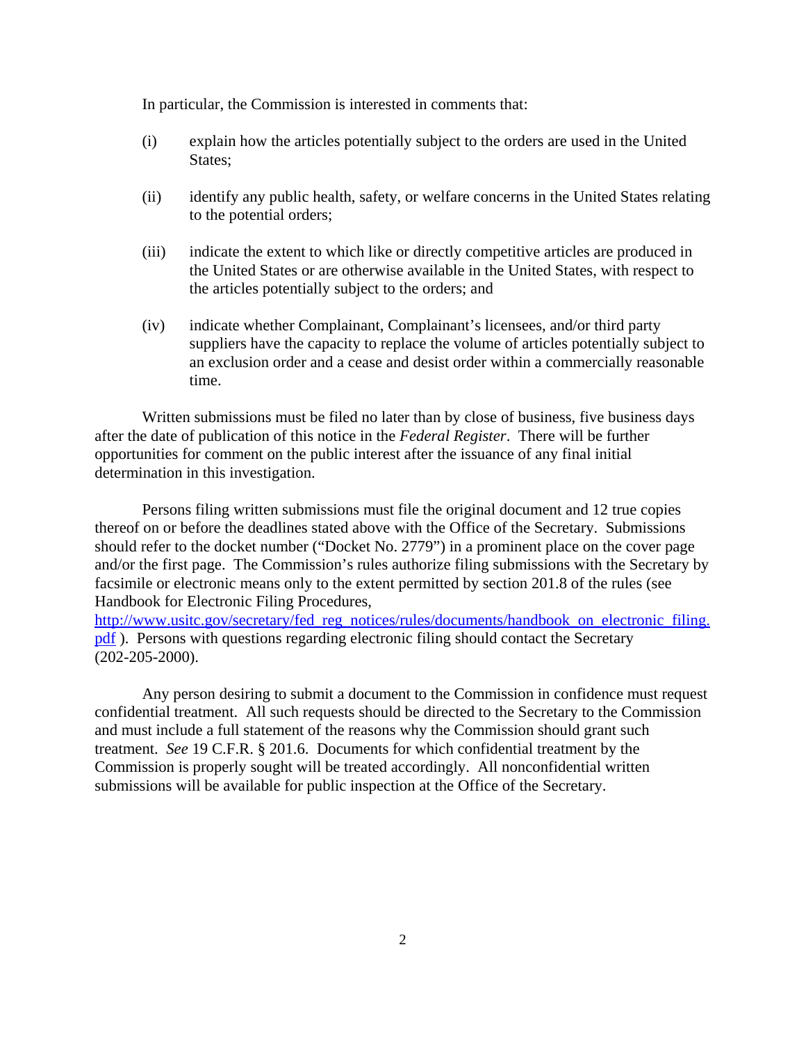In particular, the Commission is interested in comments that:

(i) explain how the articles potentially subject to the orders are used in the United States;

(ii) identify any public health, safety, or welfare concerns in the United States relating to the potential orders;

(iii) indicate the extent to which like or directly competitive articles are produced in the United States or are otherwise available in the United States, with respect to the articles potentially subject to the orders; and

(iv) indicate whether Complainant, Complainant's licensees, and/or third party suppliers have the capacity to replace the volume of articles potentially subject to an exclusion order and a cease and desist order within a commercially reasonable time.

Written submissions must be filed no later than by close of business, five business days after the date of publication of this notice in the *Federal Register*. There will be further opportunities for comment on the public interest after the issuance of any final initial determination in this investigation.

Persons filing written submissions must file the original document and 12 true copies thereof on or before the deadlines stated above with the Office of the Secretary. Submissions should refer to the docket number ("Docket No. 2779") in a prominent place on the cover page and/or the first page. The Commission's rules authorize filing submissions with the Secretary by facsimile or electronic means only to the extent permitted by section 201.8 of the rules (see Handbook for Electronic Filing Procedures, [http://www.usitc.gov/secretary/fed_reg_notices/rules/documents/handbook_on_electronic_filing.pdf](http://www.usitc.gov/secretary/fed_reg_notices/rules/documents/handbook_on_electronic_filing.pdf) ). Persons with questions regarding electronic filing should contact the Secretary (202-205-2000).

Any person desiring to submit a document to the Commission in confidence must request confidential treatment. All such requests should be directed to the Secretary to the Commission and must include a full statement of the reasons why the Commission should grant such treatment. *See* 19 C.F.R. § 201.6. Documents for which confidential treatment by the Commission is properly sought will be treated accordingly. All nonconfidential written submissions will be available for public inspection at the Office of the Secretary.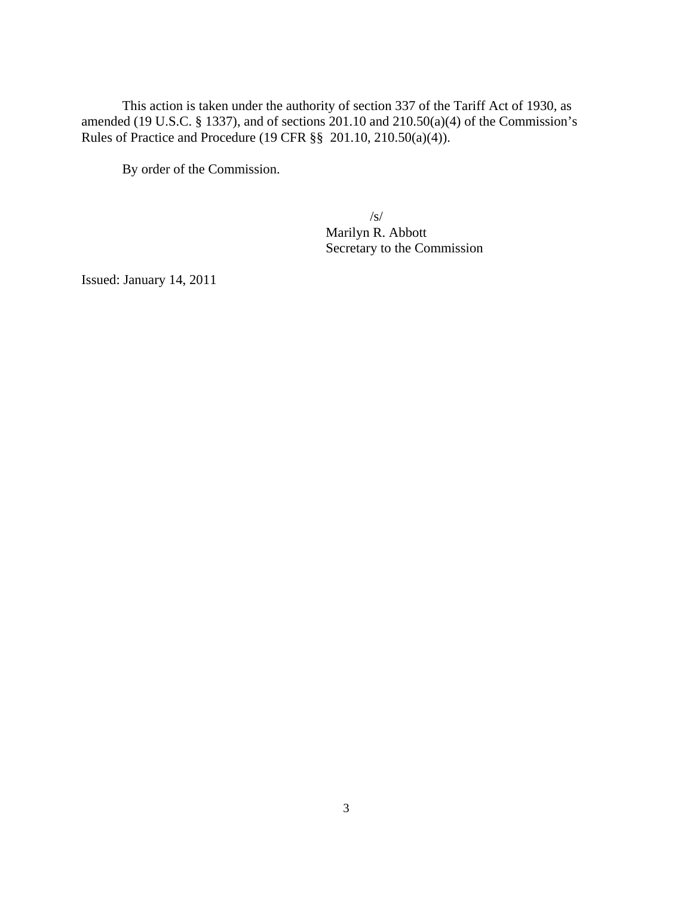This action is taken under the authority of section 337 of the Tariff Act of 1930, as amended (19 U.S.C. § 1337), and of sections 201.10 and 210.50(a)(4) of the Commission's Rules of Practice and Procedure (19 CFR §§ 201.10, 210.50(a)(4)).

By order of the Commission.

/s/
Marilyn R. Abbott
Secretary to the Commission

Issued: January 14, 2011